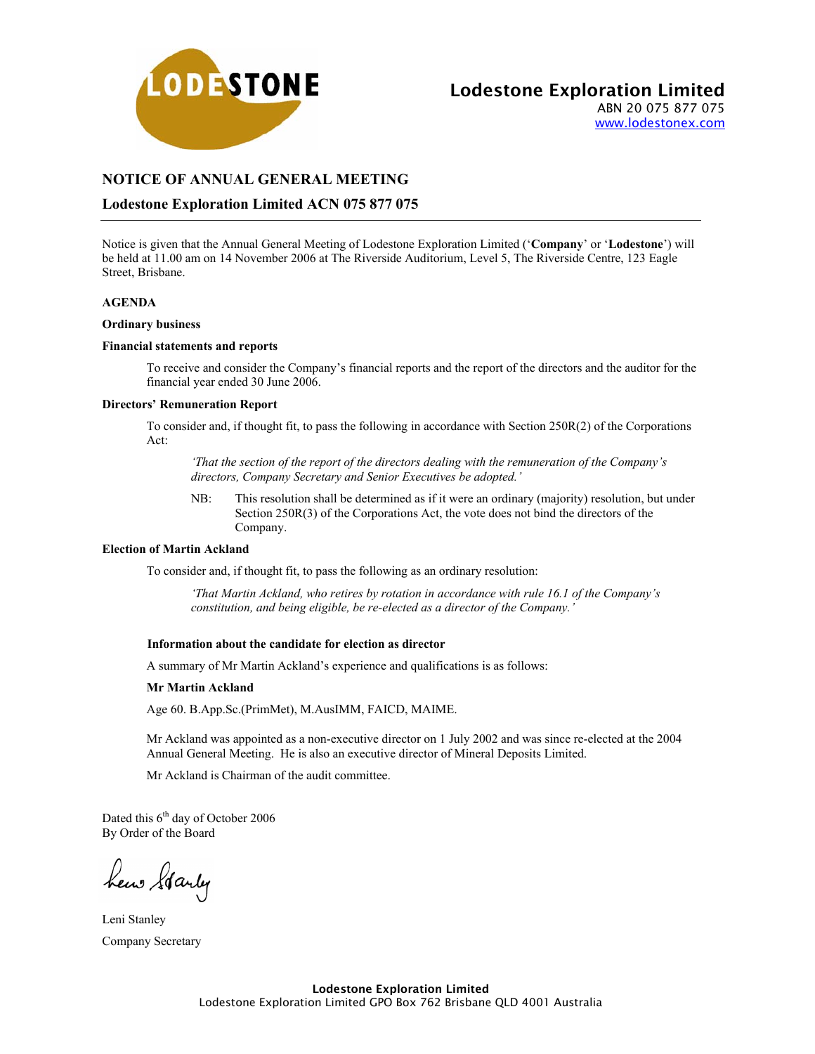**Lodestone Exploration Limited**
ABN 20 075 877 075
www.lodestonex.com

# NOTICE OF ANNUAL GENERAL MEETING

## Lodestone Exploration Limited ACN 075 877 075

Notice is given that the Annual General Meeting of Lodestone Exploration Limited ('**Company**' or '**Lodestone**') will be held at 11.00 am on 14 November 2006 at The Riverside Auditorium, Level 5, The Riverside Centre, 123 Eagle Street, Brisbane.

**AGENDA**

**Ordinary business**

**Financial statements and reports**

To receive and consider the Company's financial reports and the report of the directors and the auditor for the financial year ended 30 June 2006.

**Directors' Remuneration Report**

To consider and, if thought fit, to pass the following in accordance with Section 250R(2) of the Corporations Act:

> *'That the section of the report of the directors dealing with the remuneration of the Company's directors, Company Secretary and Senior Executives be adopted.'*
>
> NB: This resolution shall be determined as if it were an ordinary (majority) resolution, but under Section 250R(3) of the Corporations Act, the vote does not bind the directors of the Company.

**Election of Martin Ackland**

To consider and, if thought fit, to pass the following as an ordinary resolution:

> *'That Martin Ackland, who retires by rotation in accordance with rule 16.1 of the Company's constitution, and being eligible, be re-elected as a director of the Company.'*

**Information about the candidate for election as director**

A summary of Mr Martin Ackland's experience and qualifications is as follows:

**Mr Martin Ackland**

Age 60. B.App.Sc.(PrimMet), M.AusIMM, FAICD, MAIME.

Mr Ackland was appointed as a non-executive director on 1 July 2002 and was since re-elected at the 2004 Annual General Meeting. He is also an executive director of Mineral Deposits Limited.

Mr Ackland is Chairman of the audit committee.

Dated this 6th day of October 2006
By Order of the Board

Leni Stanley
Company Secretary

**Lodestone Exploration Limited**
Lodestone Exploration Limited GPO Box 762 Brisbane QLD 4001 Australia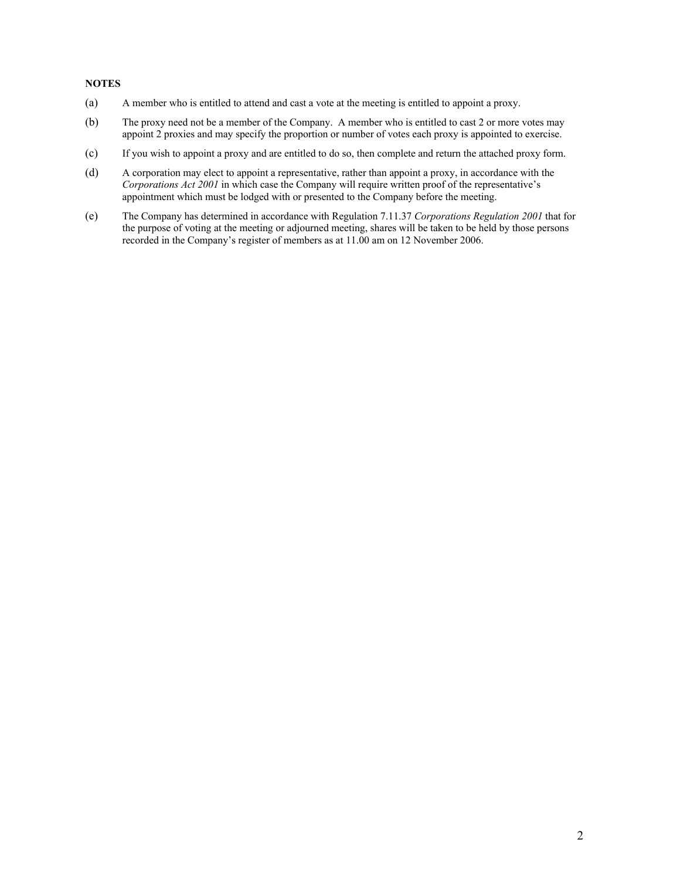**NOTES**

(a) A member who is entitled to attend and cast a vote at the meeting is entitled to appoint a proxy.

(b) The proxy need not be a member of the Company. A member who is entitled to cast 2 or more votes may appoint 2 proxies and may specify the proportion or number of votes each proxy is appointed to exercise.

(c) If you wish to appoint a proxy and are entitled to do so, then complete and return the attached proxy form.

(d) A corporation may elect to appoint a representative, rather than appoint a proxy, in accordance with the *Corporations Act 2001* in which case the Company will require written proof of the representative's appointment which must be lodged with or presented to the Company before the meeting.

(e) The Company has determined in accordance with Regulation 7.11.37 *Corporations Regulation 2001* that for the purpose of voting at the meeting or adjourned meeting, shares will be taken to be held by those persons recorded in the Company's register of members as at 11.00 am on 12 November 2006.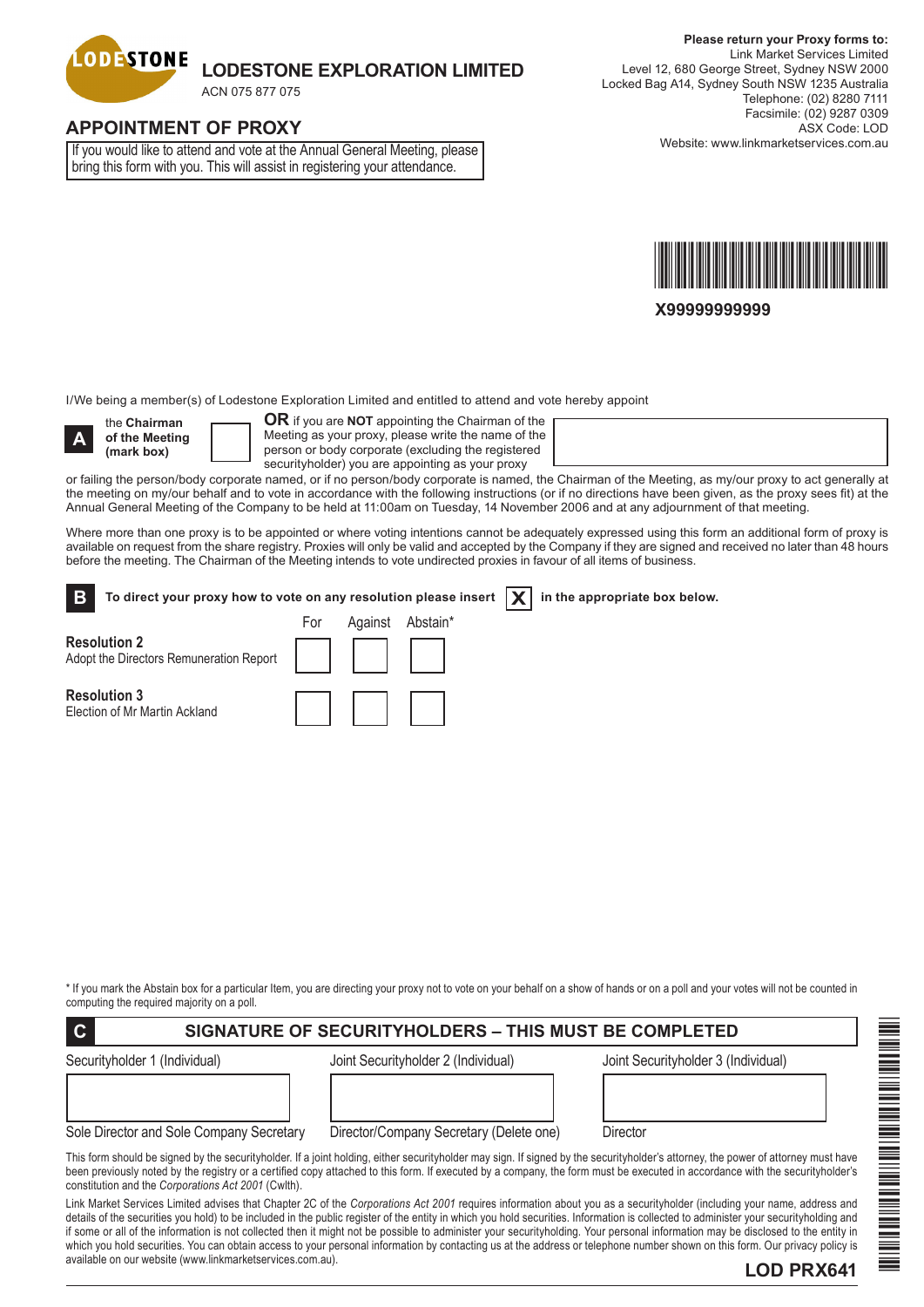**LODESTONE EXPLORATION LIMITED**
ACN 075 877 075

**Please return your Proxy forms to:**
Link Market Services Limited
Level 12, 680 George Street, Sydney NSW 2000
Locked Bag A14, Sydney South NSW 1235 Australia
Telephone: (02) 8280 7111
Facsimile: (02) 9287 0309
ASX Code: LOD
Website: www.linkmarketservices.com.au

## APPOINTMENT OF PROXY

If you would like to attend and vote at the Annual General Meeting, please bring this form with you. This will assist in registering your attendance.

X99999999999

I/We being a member(s) of Lodestone Exploration Limited and entitled to attend and vote hereby appoint

**A** the **Chairman of the Meeting (mark box)** ☐ **OR** if you are **NOT** appointing the Chairman of the Meeting as your proxy, please write the name of the person or body corporate (excluding the registered securityholder) you are appointing as your proxy

or failing the person/body corporate named, or if no person/body corporate is named, the Chairman of the Meeting, as my/our proxy to act generally at the meeting on my/our behalf and to vote in accordance with the following instructions (or if no directions have been given, as the proxy sees fit) at the Annual General Meeting of the Company to be held at 11:00am on Tuesday, 14 November 2006 and at any adjournment of that meeting.

Where more than one proxy is to be appointed or where voting intentions cannot be adequately expressed using this form an additional form of proxy is available on request from the share registry. Proxies will only be valid and accepted by the Company if they are signed and received no later than 48 hours before the meeting. The Chairman of the Meeting intends to vote undirected proxies in favour of all items of business.

**B** **To direct your proxy how to vote on any resolution please insert X in the appropriate box below.**

| | For | Against | Abstain* |
|---|---|---|---|
| **Resolution 2** Adopt the Directors Remuneration Report | ☐ | ☐ | ☐ |
| **Resolution 3** Election of Mr Martin Ackland | ☐ | ☐ | ☐ |

\* If you mark the Abstain box for a particular Item, you are directing your proxy not to vote on your behalf on a show of hands or on a poll and your votes will not be counted in computing the required majority on a poll.

## C SIGNATURE OF SECURITYHOLDERS – THIS MUST BE COMPLETED

| Securityholder 1 (Individual) | Joint Securityholder 2 (Individual) | Joint Securityholder 3 (Individual) |
|---|---|---|
| | | |
| Sole Director and Sole Company Secretary | Director/Company Secretary (Delete one) | Director |

This form should be signed by the securityholder. If a joint holding, either securityholder may sign. If signed by the securityholder's attorney, the power of attorney must have been previously noted by the registry or a certified copy attached to this form. If executed by a company, the form must be executed in accordance with the securityholder's constitution and the *Corporations Act 2001* (Cwlth).

Link Market Services Limited advises that Chapter 2C of the *Corporations Act 2001* requires information about you as a securityholder (including your name, address and details of the securities you hold) to be included in the public register of the entity in which you hold securities. Information is collected to administer your securityholding and if some or all of the information is not collected then it might not be possible to administer your securityholding. Your personal information may be disclosed to the entity in which you hold securities. You can obtain access to your personal information by contacting us at the address or telephone number shown on this form. Our privacy policy is available on our website (www.linkmarketservices.com.au).

**LOD PRX641**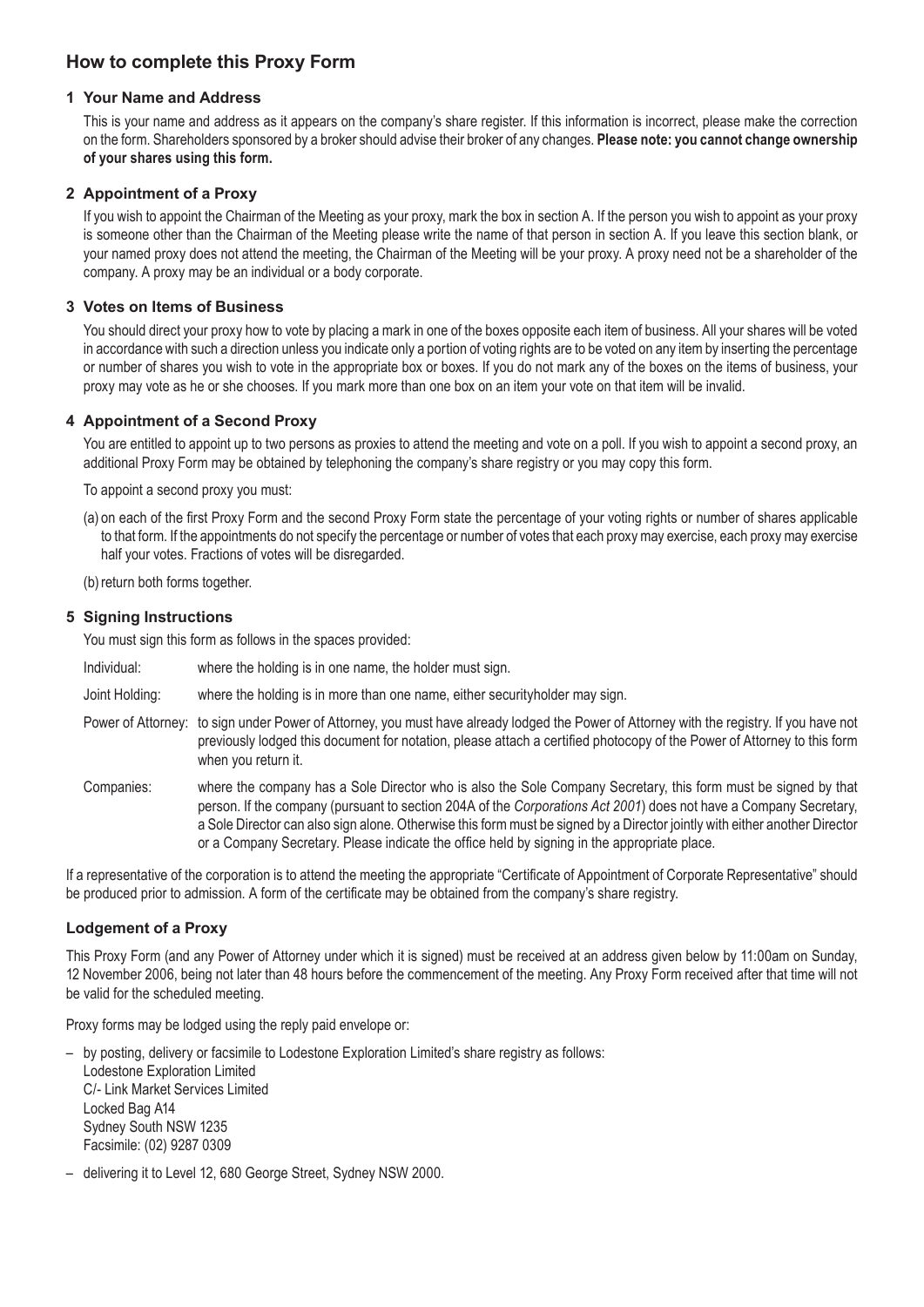# How to complete this Proxy Form

### 1 Your Name and Address

This is your name and address as it appears on the company's share register. If this information is incorrect, please make the correction on the form. Shareholders sponsored by a broker should advise their broker of any changes. **Please note: you cannot change ownership of your shares using this form.**

### 2 Appointment of a Proxy

If you wish to appoint the Chairman of the Meeting as your proxy, mark the box in section A. If the person you wish to appoint as your proxy is someone other than the Chairman of the Meeting please write the name of that person in section A. If you leave this section blank, or your named proxy does not attend the meeting, the Chairman of the Meeting will be your proxy. A proxy need not be a shareholder of the company. A proxy may be an individual or a body corporate.

### 3 Votes on Items of Business

You should direct your proxy how to vote by placing a mark in one of the boxes opposite each item of business. All your shares will be voted in accordance with such a direction unless you indicate only a portion of voting rights are to be voted on any item by inserting the percentage or number of shares you wish to vote in the appropriate box or boxes. If you do not mark any of the boxes on the items of business, your proxy may vote as he or she chooses. If you mark more than one box on an item your vote on that item will be invalid.

### 4 Appointment of a Second Proxy

You are entitled to appoint up to two persons as proxies to attend the meeting and vote on a poll. If you wish to appoint a second proxy, an additional Proxy Form may be obtained by telephoning the company's share registry or you may copy this form.

To appoint a second proxy you must:

(a) on each of the first Proxy Form and the second Proxy Form state the percentage of your voting rights or number of shares applicable to that form. If the appointments do not specify the percentage or number of votes that each proxy may exercise, each proxy may exercise half your votes. Fractions of votes will be disregarded.

(b) return both forms together.

### 5 Signing Instructions

You must sign this form as follows in the spaces provided:

| | |
|---|---|
| Individual: | where the holding is in one name, the holder must sign. |
| Joint Holding: | where the holding is in more than one name, either securityholder may sign. |
| Power of Attorney: | to sign under Power of Attorney, you must have already lodged the Power of Attorney with the registry. If you have not previously lodged this document for notation, please attach a certified photocopy of the Power of Attorney to this form when you return it. |
| Companies: | where the company has a Sole Director who is also the Sole Company Secretary, this form must be signed by that person. If the company (pursuant to section 204A of the *Corporations Act 2001*) does not have a Company Secretary, a Sole Director can also sign alone. Otherwise this form must be signed by a Director jointly with either another Director or a Company Secretary. Please indicate the office held by signing in the appropriate place. |

If a representative of the corporation is to attend the meeting the appropriate "Certificate of Appointment of Corporate Representative" should be produced prior to admission. A form of the certificate may be obtained from the company's share registry.

### Lodgement of a Proxy

This Proxy Form (and any Power of Attorney under which it is signed) must be received at an address given below by 11:00am on Sunday, 12 November 2006, being not later than 48 hours before the commencement of the meeting. Any Proxy Form received after that time will not be valid for the scheduled meeting.

Proxy forms may be lodged using the reply paid envelope or:

– by posting, delivery or facsimile to Lodestone Exploration Limited's share registry as follows:
  Lodestone Exploration Limited
  C/- Link Market Services Limited
  Locked Bag A14
  Sydney South NSW 1235
  Facsimile: (02) 9287 0309

– delivering it to Level 12, 680 George Street, Sydney NSW 2000.